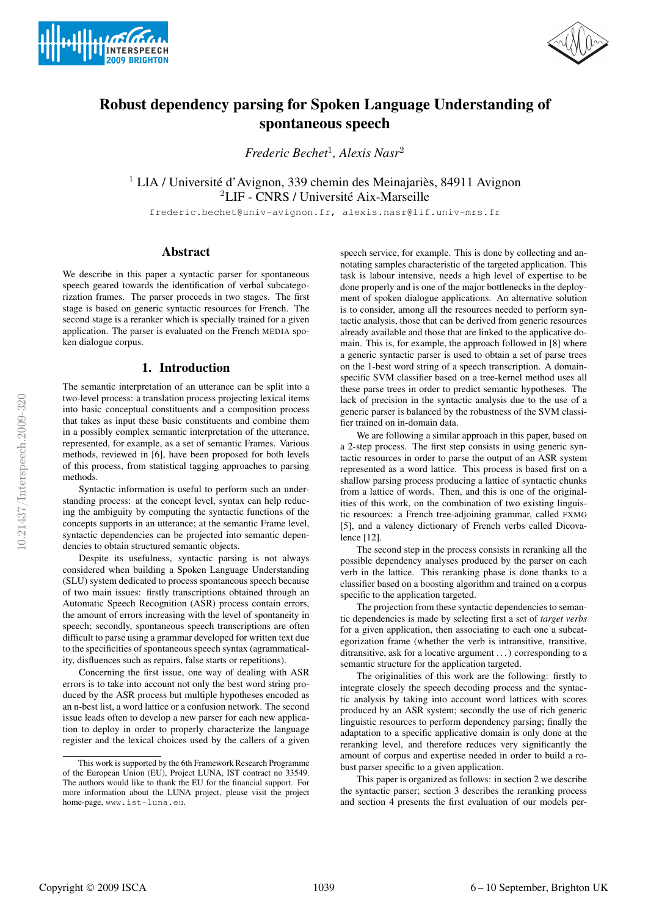# Robust dependency parsing for Spoken Language Understanding of spontaneous speech

*Frederic Bechet*[1], *Alexis Nasr*[2]

[1] LIA / Université d'Avignon, 339 chemin des Meinajariès, 84911 Avignon
[2]LIF - CNRS / Université Aix-Marseille

frederic.bechet@univ-avignon.fr, alexis.nasr@lif.univ-mrs.fr

## Abstract

We describe in this paper a syntactic parser for spontaneous speech geared towards the identification of verbal subcategorization frames. The parser proceeds in two stages. The first stage is based on generic syntactic resources for French. The second stage is a reranker which is specially trained for a given application. The parser is evaluated on the French MEDIA spoken dialogue corpus.

## 1. Introduction

The semantic interpretation of an utterance can be split into a two-level process: a translation process projecting lexical items into basic conceptual constituents and a composition process that takes as input these basic constituents and combine them in a possibly complex semantic interpretation of the utterance, represented, for example, as a set of semantic Frames. Various methods, reviewed in [6], have been proposed for both levels of this process, from statistical tagging approaches to parsing methods.

Syntactic information is useful to perform such an understanding process: at the concept level, syntax can help reducing the ambiguity by computing the syntactic functions of the concepts supports in an utterance; at the semantic Frame level, syntactic dependencies can be projected into semantic dependencies to obtain structured semantic objects.

Despite its usefulness, syntactic parsing is not always considered when building a Spoken Language Understanding (SLU) system dedicated to process spontaneous speech because of two main issues: firstly transcriptions obtained through an Automatic Speech Recognition (ASR) process contain errors, the amount of errors increasing with the level of spontaneity in speech; secondly, spontaneous speech transcriptions are often difficult to parse using a grammar developed for written text due to the specificities of spontaneous speech syntax (agrammaticality, disfluences such as repairs, false starts or repetitions).

Concerning the first issue, one way of dealing with ASR errors is to take into account not only the best word string produced by the ASR process but multiple hypotheses encoded as an n-best list, a word lattice or a confusion network. The second issue leads often to develop a new parser for each new application to deploy in order to properly characterize the language register and the lexical choices used by the callers of a given speech service, for example. This is done by collecting and annotating samples characteristic of the targeted application. This task is labour intensive, needs a high level of expertise to be done properly and is one of the major bottlenecks in the deployment of spoken dialogue applications. An alternative solution is to consider, among all the resources needed to perform syntactic analysis, those that can be derived from generic resources already available and those that are linked to the applicative domain. This is, for example, the approach followed in [8] where a generic syntactic parser is used to obtain a set of parse trees on the 1-best word string of a speech transcription. A domain-specific SVM classifier based on a tree-kernel method uses all these parse trees in order to predict semantic hypotheses. The lack of precision in the syntactic analysis due to the use of a generic parser is balanced by the robustness of the SVM classifier trained on in-domain data.

We are following a similar approach in this paper, based on a 2-step process. The first step consists in using generic syntactic resources in order to parse the output of an ASR system represented as a word lattice. This process is based first on a shallow parsing process producing a lattice of syntactic chunks from a lattice of words. Then, and this is one of the originalities of this work, on the combination of two existing linguistic resources: a French tree-adjoining grammar, called FXMG [5], and a valency dictionary of French verbs called Dicovalence [12].

The second step in the process consists in reranking all the possible dependency analyses produced by the parser on each verb in the lattice. This reranking phase is done thanks to a classifier based on a boosting algorithm and trained on a corpus specific to the application targeted.

The projection from these syntactic dependencies to semantic dependencies is made by selecting first a set of *target verbs* for a given application, then associating to each one a subcategorization frame (whether the verb is intransitive, transitive, ditransitive, ask for a locative argument . . . ) corresponding to a semantic structure for the application targeted.

The originalities of this work are the following: firstly to integrate closely the speech decoding process and the syntactic analysis by taking into account word lattices with scores produced by an ASR system; secondly the use of rich generic linguistic resources to perform dependency parsing; finally the adaptation to a specific applicative domain is only done at the reranking level, and therefore reduces very significantly the amount of corpus and expertise needed in order to build a robust parser specific to a given application.

This paper is organized as follows: in section 2 we describe the syntactic parser; section 3 describes the reranking process and section 4 presents the first evaluation of our models per-

This work is supported by the 6th Framework Research Programme of the European Union (EU), Project LUNA, IST contract no 33549. The authors would like to thank the EU for the financial support. For more information about the LUNA project, please visit the project home-page, www.ist-luna.eu.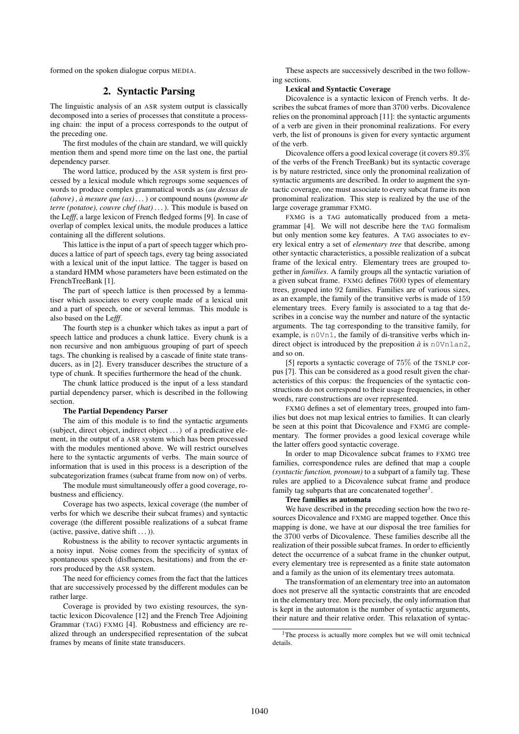formed on the spoken dialogue corpus MEDIA.

## 2. Syntactic Parsing

The linguistic analysis of an ASR system output is classically decomposed into a series of processes that constitute a processing chain: the input of a process corresponds to the output of the preceding one.

The first modules of the chain are standard, we will quickly mention them and spend more time on the last one, the partial dependency parser.

The word lattice, produced by the ASR system is first processed by a lexical module which regroups some sequences of words to produce complex grammatical words as (*au dessus de (above) , à mesure que (as)* ...) or compound nouns (*pomme de terre (potatoe), couvre chef (hat)* ...). This module is based on the Le*fff*, a large lexicon of French fledged forms [9]. In case of overlap of complex lexical units, the module produces a lattice containing all the different solutions.

This lattice is the input of a part of speech tagger which produces a lattice of part of speech tags, every tag being associated with a lexical unit of the input lattice. The tagger is based on a standard HMM whose parameters have been estimated on the FrenchTreeBank [1].

The part of speech lattice is then processed by a lemmatiser which associates to every couple made of a lexical unit and a part of speech, one or several lemmas. This module is also based on the Le*fff*.

The fourth step is a chunker which takes as input a part of speech lattice and produces a chunk lattice. Every chunk is a non recursive and non ambiguous grouping of part of speech tags. The chunking is realised by a cascade of finite state transducers, as in [2]. Every transducer describes the structure of a type of chunk. It specifies furthermore the head of the chunk.

The chunk lattice produced is the input of a less standard partial dependency parser, which is described in the following section.

**The Partial Dependency Parser**

The aim of this module is to find the syntactic arguments (subject, direct object, indirect object ...) of a predicative element, in the output of a ASR system which has been processed with the modules mentioned above. We will restrict ourselves here to the syntactic arguments of verbs. The main source of information that is used in this process is a description of the subcategorization frames (subcat frame from now on) of verbs.

The module must simultaneously offer a good coverage, robustness and efficiency.

Coverage has two aspects, lexical coverage (the number of verbs for which we describe their subcat frames) and syntactic coverage (the different possible realizations of a subcat frame (active, passive, dative shift ...)).

Robustness is the ability to recover syntactic arguments in a noisy input. Noise comes from the specificity of syntax of spontaneous speech (disfluences, hesitations) and from the errors produced by the ASR system.

The need for efficiency comes from the fact that the lattices that are successively processed by the different modules can be rather large.

Coverage is provided by two existing resources, the syntactic lexicon Dicovalence [12] and the French Tree Adjoining Grammar (TAG) FXMG [4]. Robustness and efficiency are realized through an underspecified representation of the subcat frames by means of finite state transducers.

These aspects are successively described in the two following sections.

**Lexical and Syntactic Coverage**

Dicovalence is a syntactic lexicon of French verbs. It describes the subcat frames of more than 3700 verbs. Dicovalence relies on the pronominal approach [11]: the syntactic arguments of a verb are given in their pronominal realizations. For every verb, the list of pronouns is given for every syntactic argument of the verb.

Dicovalence offers a good lexical coverage (it covers 89.3% of the verbs of the French TreeBank) but its syntactic coverage is by nature restricted, since only the pronominal realization of syntactic arguments are described. In order to augment the syntactic coverage, one must associate to every subcat frame its non pronominal realization. This step is realized by the use of the large coverage grammar FXMG.

FXMG is a TAG automatically produced from a metagrammar [4]. We will not describe here the TAG formalism but only mention some key features. A TAG associates to every lexical entry a set of *elementary tree* that describe, among other syntactic characteristics, a possible realization of a subcat frame of the lexical entry. Elementary trees are grouped together in *families*. A family groups all the syntactic variation of a given subcat frame. FXMG defines 7600 types of elementary trees, grouped into 92 families. Families are of various sizes, as an example, the family of the transitive verbs is made of 159 elementary trees. Every family is associated to a tag that describes in a concise way the number and nature of the syntactic arguments. The tag corresponding to the transitive family, for example, is `n0Vn1`, the family of di-transitive verbs which indirect object is introduced by the preposition *à* is `n0Vn1an2`, and so on.

[5] reports a syntactic coverage of 75% of the TSNLP corpus [7]. This can be considered as a good result given the characteristics of this corpus: the frequencies of the syntactic constructions do not correspond to their usage frequencies, in other words, rare constructions are over represented.

FXMG defines a set of elementary trees, grouped into families but does not map lexical entries to families. It can clearly be seen at this point that Dicovalence and FXMG are complementary. The former provides a good lexical coverage while the latter offers good syntactic coverage.

In order to map Dicovalence subcat frames to FXMG tree families, correspondence rules are defined that map a couple *(syntactic function, pronoun)* to a subpart of a family tag. These rules are applied to a Dicovalence subcat frame and produce family tag subparts that are concatenated together[1].

**Tree families as automata**

We have described in the preceding section how the two resources Dicovalence and FXMG are mapped together. Once this mapping is done, we have at our disposal the tree families for the 3700 verbs of Dicovalence. These families describe all the realization of their possible subcat frames. In order to efficiently detect the occurrence of a subcat frame in the chunker output, every elementary tree is represented as a finite state automaton and a family as the union of its elementary trees automata.

The transformation of an elementary tree into an automaton does not preserve all the syntactic constraints that are encoded in the elementary tree. More precisely, the only information that is kept in the automaton is the number of syntactic arguments, their nature and their relative order. This relaxation of syntac-

[1] The process is actually more complex but we will omit technical details.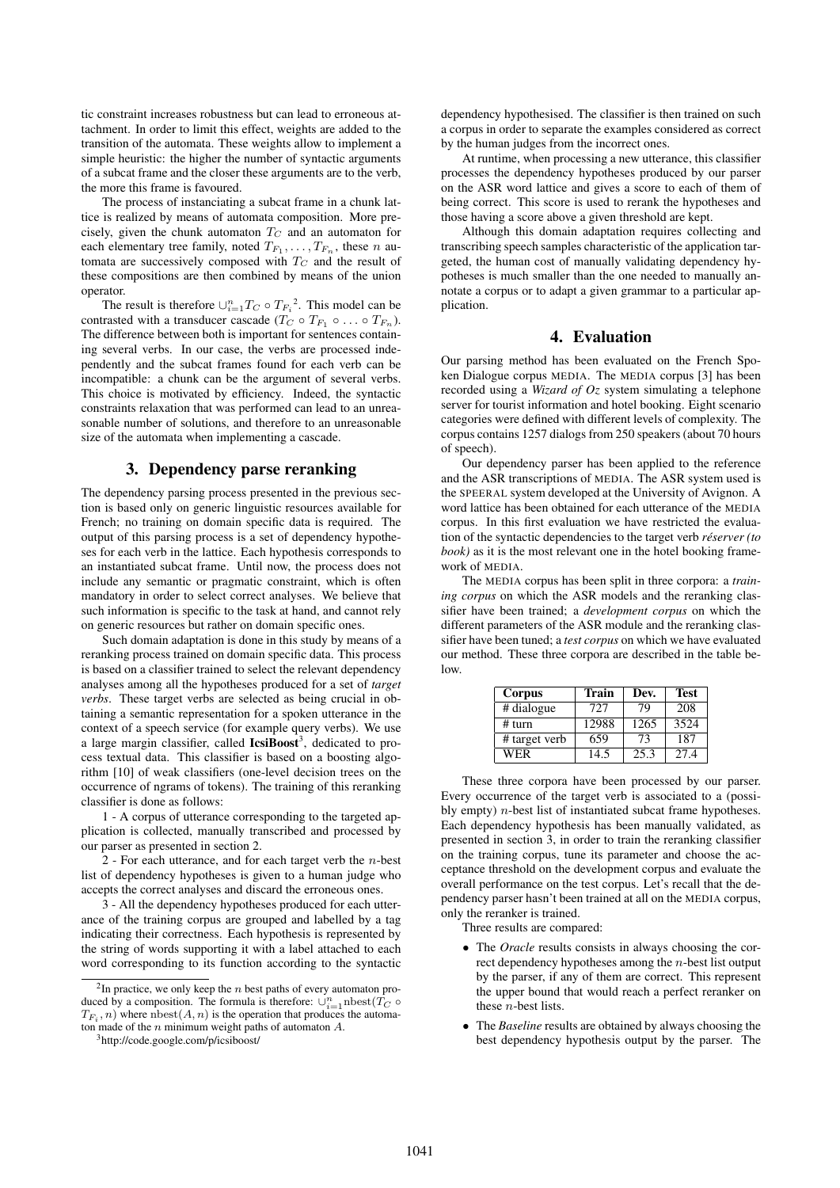tic constraint increases robustness but can lead to erroneous attachment. In order to limit this effect, weights are added to the transition of the automata. These weights allow to implement a simple heuristic: the higher the number of syntactic arguments of a subcat frame and the closer these arguments are to the verb, the more this frame is favoured.

The process of instanciating a subcat frame in a chunk lattice is realized by means of automata composition. More precisely, given the chunk automaton $T_C$ and an automaton for each elementary tree family, noted $T_{F_1}, \ldots, T_{F_n}$, these $n$ automata are successively composed with $T_C$ and the result of these compositions are then combined by means of the union operator.

The result is therefore $\cup_{i=1}^{n} T_C \circ T_{F_i}$[2]. This model can be contrasted with a transducer cascade ($T_C \circ T_{F_1} \circ \ldots \circ T_{F_n}$). The difference between both is important for sentences containing several verbs. In our case, the verbs are processed independently and the subcat frames found for each verb can be incompatible: a chunk can be the argument of several verbs. This choice is motivated by efficiency. Indeed, the syntactic constraints relaxation that was performed can lead to an unreasonable number of solutions, and therefore to an unreasonable size of the automata when implementing a cascade.

## 3. Dependency parse reranking

The dependency parsing process presented in the previous section is based only on generic linguistic resources available for French; no training on domain specific data is required. The output of this parsing process is a set of dependency hypotheses for each verb in the lattice. Each hypothesis corresponds to an instantiated subcat frame. Until now, the process does not include any semantic or pragmatic constraint, which is often mandatory in order to select correct analyses. We believe that such information is specific to the task at hand, and cannot rely on generic resources but rather on domain specific ones.

Such domain adaptation is done in this study by means of a reranking process trained on domain specific data. This process is based on a classifier trained to select the relevant dependency analyses among all the hypotheses produced for a set of *target verbs*. These target verbs are selected as being crucial in obtaining a semantic representation for a spoken utterance in the context of a speech service (for example query verbs). We use a large margin classifier, called **IcsiBoost**[3], dedicated to process textual data. This classifier is based on a boosting algorithm [10] of weak classifiers (one-level decision trees on the occurrence of ngrams of tokens). The training of this reranking classifier is done as follows:

1 - A corpus of utterance corresponding to the targeted application is collected, manually transcribed and processed by our parser as presented in section 2.

2 - For each utterance, and for each target verb the $n$-best list of dependency hypotheses is given to a human judge who accepts the correct analyses and discard the erroneous ones.

3 - All the dependency hypotheses produced for each utterance of the training corpus are grouped and labelled by a tag indicating their correctness. Each hypothesis is represented by the string of words supporting it with a label attached to each word corresponding to its function according to the syntactic dependency hypothesised. The classifier is then trained on such a corpus in order to separate the examples considered as correct by the human judges from the incorrect ones.

At runtime, when processing a new utterance, this classifier processes the dependency hypotheses produced by our parser on the ASR word lattice and gives a score to each of them of being correct. This score is used to rerank the hypotheses and those having a score above a given threshold are kept.

Although this domain adaptation requires collecting and transcribing speech samples characteristic of the application targeted, the human cost of manually validating dependency hypotheses is much smaller than the one needed to manually annotate a corpus or to adapt a given grammar to a particular application.

## 4. Evaluation

Our parsing method has been evaluated on the French Spoken Dialogue corpus MEDIA. The MEDIA corpus [3] has been recorded using a *Wizard of Oz* system simulating a telephone server for tourist information and hotel booking. Eight scenario categories were defined with different levels of complexity. The corpus contains 1257 dialogs from 250 speakers (about 70 hours of speech).

Our dependency parser has been applied to the reference and the ASR transcriptions of MEDIA. The ASR system used is the SPEERAL system developed at the University of Avignon. A word lattice has been obtained for each utterance of the MEDIA corpus. In this first evaluation we have restricted the evaluation of the syntactic dependencies to the target verb *réserver (to book)* as it is the most relevant one in the hotel booking framework of MEDIA.

The MEDIA corpus has been split in three corpora: a *training corpus* on which the ASR models and the reranking classifier have been trained; a *development corpus* on which the different parameters of the ASR module and the reranking classifier have been tuned; a *test corpus* on which we have evaluated our method. These three corpora are described in the table below.

| Corpus | Train | Dev. | Test |
|---|---|---|---|
| # dialogue | 727 | 79 | 208 |
| # turn | 12988 | 1265 | 3524 |
| # target verb | 659 | 73 | 187 |
| WER | 14.5 | 25.3 | 27.4 |

These three corpora have been processed by our parser. Every occurrence of the target verb is associated to a (possibly empty) $n$-best list of instantiated subcat frame hypotheses. Each dependency hypothesis has been manually validated, as presented in section 3, in order to train the reranking classifier on the training corpus, tune its parameter and choose the acceptance threshold on the development corpus and evaluate the overall performance on the test corpus. Let's recall that the dependency parser hasn't been trained at all on the MEDIA corpus, only the reranker is trained.

Three results are compared:

- The *Oracle* results consists in always choosing the correct dependency hypotheses among the $n$-best list output by the parser, if any of them are correct. This represent the upper bound that would reach a perfect reranker on these $n$-best lists.
- The *Baseline* results are obtained by always choosing the best dependency hypothesis output by the parser. The

[2] In practice, we only keep the $n$ best paths of every automaton produced by a composition. The formula is therefore: $\cup_{i=1}^{n} \text{nbest}(T_C \circ T_{F_i}, n)$ where $\text{nbest}(A, n)$ is the operation that produces the automaton made of the $n$ minimum weight paths of automaton $A$.

[3] http://code.google.com/p/icsiboost/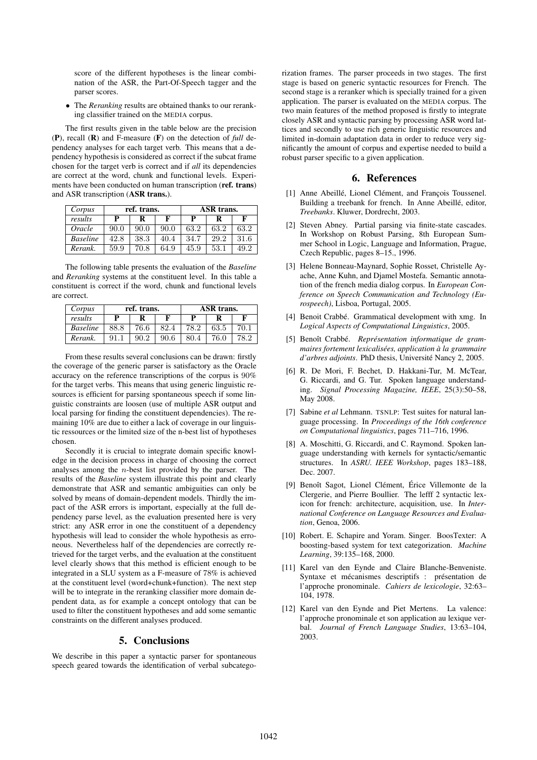score of the different hypotheses is the linear combination of the ASR, the Part-Of-Speech tagger and the parser scores.

- The *Reranking* results are obtained thanks to our reranking classifier trained on the MEDIA corpus.

The first results given in the table below are the precision (**P**), recall (**R**) and F-measure (**F**) on the detection of *full* dependency analyses for each target verb. This means that a dependency hypothesis is considered as correct if the subcat frame chosen for the target verb is correct and if *all* its dependencies are correct at the word, chunk and functional levels. Experiments have been conducted on human transcription (**ref. trans**) and ASR transcription (**ASR trans.**).

| *Corpus* | **ref. trans.** | | | **ASR trans.** | | |
|---|---|---|---|---|---|---|
| *results* | **P** | **R** | **F** | **P** | **R** | **F** |
| *Oracle* | 90.0 | 90.0 | 90.0 | 63.2 | 63.2 | 63.2 |
| *Baseline* | 42.8 | 38.3 | 40.4 | 34.7 | 29.2 | 31.6 |
| *Rerank.* | 59.9 | 70.8 | 64.9 | 45.9 | 53.1 | 49.2 |

The following table presents the evaluation of the *Baseline* and *Reranking* systems at the constituent level. In this table a constituent is correct if the word, chunk and functional levels are correct.

| *Corpus* | **ref. trans.** | | | **ASR trans.** | | |
|---|---|---|---|---|---|---|
| *results* | **P** | **R** | **F** | **P** | **R** | **F** |
| *Baseline* | 88.8 | 76.6 | 82.4 | 78.2 | 63.5 | 70.1 |
| *Rerank.* | 91.1 | 90.2 | 90.6 | 80.4 | 76.0 | 78.2 |

From these results several conclusions can be drawn: firstly the coverage of the generic parser is satisfactory as the Oracle accuracy on the reference transcriptions of the corpus is 90% for the target verbs. This means that using generic linguistic resources is efficient for parsing spontaneous speech if some linguistic constraints are loosen (use of multiple ASR output and local parsing for finding the constituent dependencies). The remaining 10% are due to either a lack of coverage in our linguistic ressources or the limited size of the n-best list of hypotheses chosen.

Secondly it is crucial to integrate domain specific knowledge in the decision process in charge of choosing the correct analyses among the $n$-best list provided by the parser. The results of the *Baseline* system illustrate this point and clearly demonstrate that ASR and semantic ambiguities can only be solved by means of domain-dependent models. Thirdly the impact of the ASR errors is important, especially at the full dependency parse level, as the evaluation presented here is very strict: any ASR error in one the constituent of a dependency hypothesis will lead to consider the whole hypothesis as erroneous. Nevertheless half of the dependencies are correctly retrieved for the target verbs, and the evaluation at the constituent level clearly shows that this method is efficient enough to be integrated in a SLU system as a F-measure of 78% is achieved at the constituent level (word+chunk+function). The next step will be to integrate in the reranking classifier more domain dependent data, as for example a concept ontology that can be used to filter the constituent hypotheses and add some semantic constraints on the different analyses produced.

## 5. Conclusions

We describe in this paper a syntactic parser for spontaneous speech geared towards the identification of verbal subcategorization frames. The parser proceeds in two stages. The first stage is based on generic syntactic resources for French. The second stage is a reranker which is specially trained for a given application. The parser is evaluated on the MEDIA corpus. The two main features of the method proposed is firstly to integrate closely ASR and syntactic parsing by processing ASR word lattices and secondly to use rich generic linguistic resources and limited in-domain adaptation data in order to reduce very significantly the amount of corpus and expertise needed to build a robust parser specific to a given application.

## 6. References

[1] Anne Abeillé, Lionel Clément, and François Toussenel. Building a treebank for french. In Anne Abeillé, editor, *Treebanks*. Kluwer, Dordrecht, 2003.

[2] Steven Abney. Partial parsing via finite-state cascades. In Workshop on Robust Parsing, 8th European Summer School in Logic, Language and Information, Prague, Czech Republic, pages 8–15., 1996.

[3] Helene Bonneau-Maynard, Sophie Rosset, Christelle Ayache, Anne Kuhn, and Djamel Mostefa. Semantic annotation of the french media dialog corpus. In *European Conference on Speech Communication and Technology (Eurospeech)*, Lisboa, Portugal, 2005.

[4] Benoit Crabbé. Grammatical development with xmg. In *Logical Aspects of Computational Linguistics*, 2005.

[5] Benoît Crabbé. *Représentation informatique de grammaires fortement lexicalisées, application à la grammaire d'arbres adjoints*. PhD thesis, Université Nancy 2, 2005.

[6] R. De Mori, F. Bechet, D. Hakkani-Tur, M. McTear, G. Riccardi, and G. Tur. Spoken language understanding. *Signal Processing Magazine, IEEE*, 25(3):50–58, May 2008.

[7] Sabine *et al* Lehmann. TSNLP: Test suites for natural language processing. In *Proceedings of the 16th conference on Computational linguistics*, pages 711–716, 1996.

[8] A. Moschitti, G. Riccardi, and C. Raymond. Spoken language understanding with kernels for syntactic/semantic structures. In *ASRU. IEEE Workshop*, pages 183–188, Dec. 2007.

[9] Benoît Sagot, Lionel Clément, Érice Villemonte de la Clergerie, and Pierre Boullier. The lefff 2 syntactic lexicon for french: architecture, acquisition, use. In *International Conference on Language Resources and Evaluation*, Genoa, 2006.

[10] Robert. E. Schapire and Yoram. Singer. BoosTexter: A boosting-based system for text categorization. *Machine Learning*, 39:135–168, 2000.

[11] Karel van den Eynde and Claire Blanche-Benveniste. Syntaxe et mécanismes descriptifs : présentation de l'approche pronominale. *Cahiers de lexicologie*, 32:63–104, 1978.

[12] Karel van den Eynde and Piet Mertens. La valence: l'approche pronominale et son application au lexique verbal. *Journal of French Language Studies*, 13:63–104, 2003.